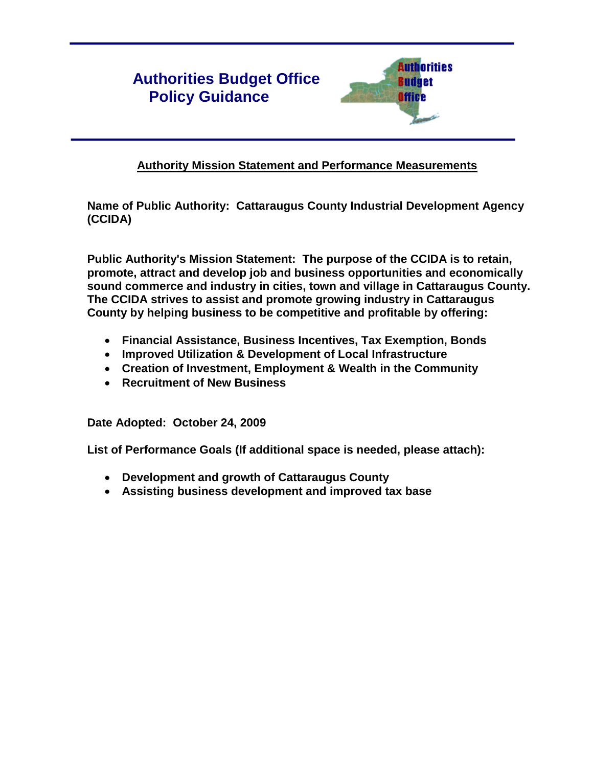# Authorities Budget Office Policy Guidance

## Authority Mission Statement and Performance Measurements

**Name of Public Authority: Cattaraugus County Industrial Development Agency (CCIDA)**

**Public Authority's Mission Statement: The purpose of the CCIDA is to retain, promote, attract and develop job and business opportunities and economically sound commerce and industry in cities, town and village in Cattaraugus County. The CCIDA strives to assist and promote growing industry in Cattaraugus County by helping business to be competitive and profitable by offering:**

- **Financial Assistance, Business Incentives, Tax Exemption, Bonds**
- **Improved Utilization & Development of Local Infrastructure**
- **Creation of Investment, Employment & Wealth in the Community**
- **Recruitment of New Business**

**Date Adopted: October 24, 2009**

**List of Performance Goals (If additional space is needed, please attach):**

- **Development and growth of Cattaraugus County**
- **Assisting business development and improved tax base**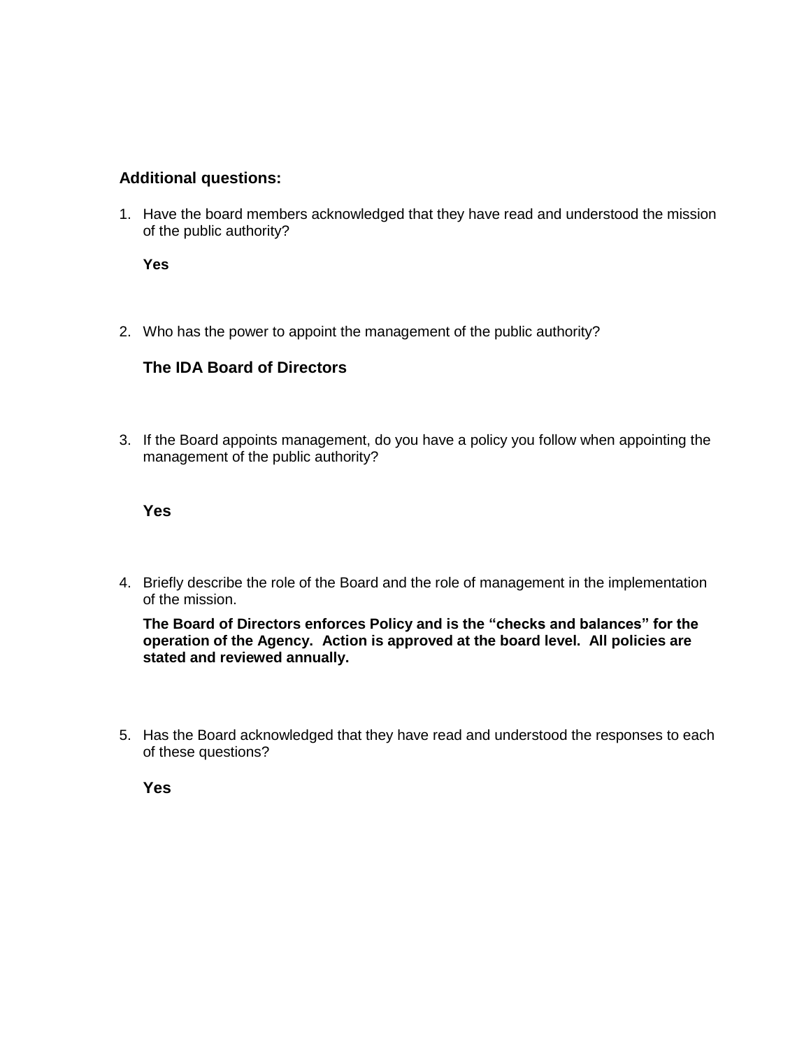**Additional questions:**

1. Have the board members acknowledged that they have read and understood the mission of the public authority?

   **Yes**

2. Who has the power to appoint the management of the public authority?

   **The IDA Board of Directors**

3. If the Board appoints management, do you have a policy you follow when appointing the management of the public authority?

   **Yes**

4. Briefly describe the role of the Board and the role of management in the implementation of the mission.

   **The Board of Directors enforces Policy and is the "checks and balances" for the operation of the Agency. Action is approved at the board level. All policies are stated and reviewed annually.**

5. Has the Board acknowledged that they have read and understood the responses to each of these questions?

   **Yes**